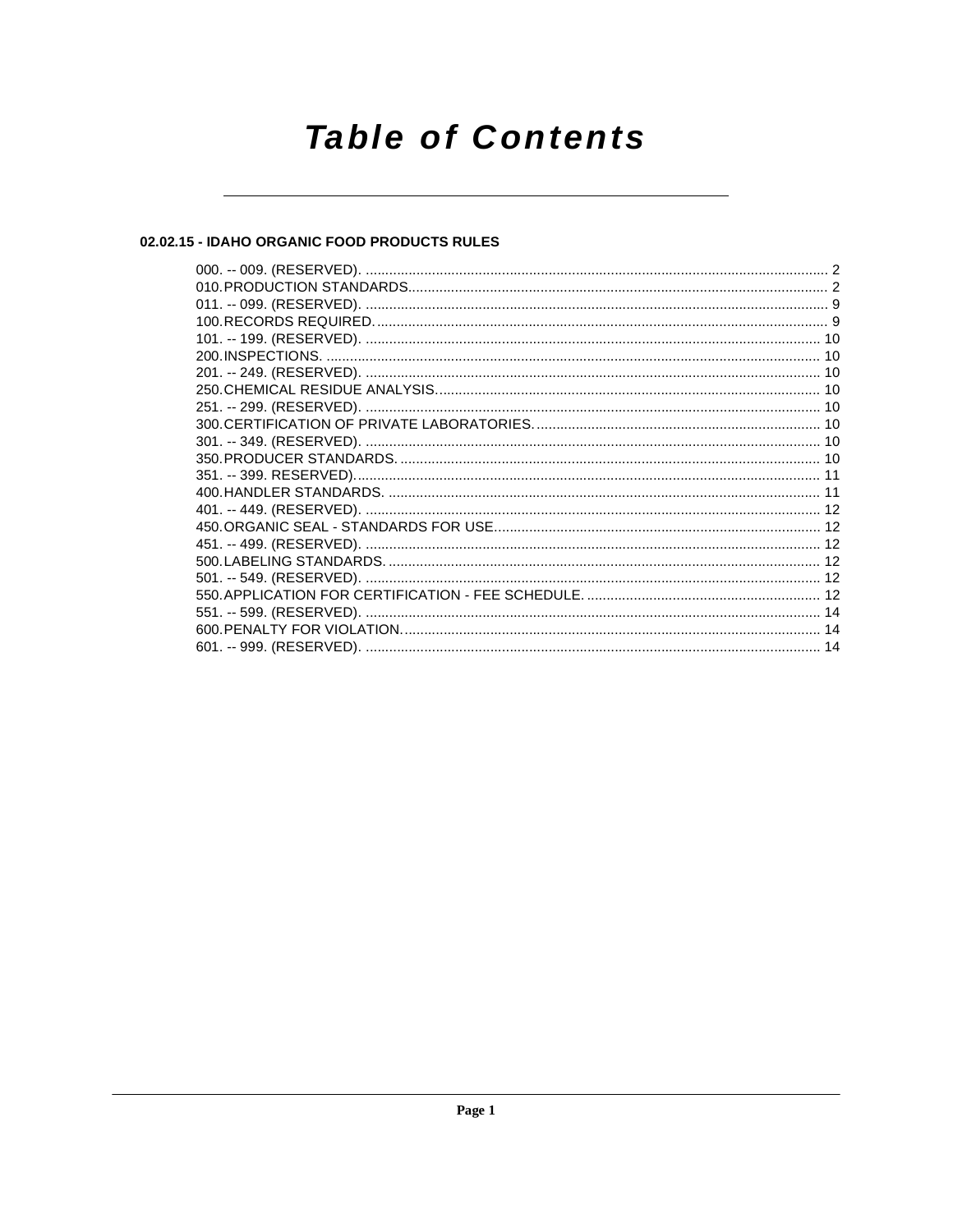# Table of Contents

## 02.02.15 - IDAHO ORGANIC FOOD PRODUCTS RULES

000. -- 009. (RESERVED). ..... 2
010. PRODUCTION STANDARDS ..... 2
011. -- 099. (RESERVED). ..... 9
100. RECORDS REQUIRED. ..... 9
101. -- 199. (RESERVED). ..... 10
200. INSPECTIONS. ..... 10
201. -- 249. (RESERVED). ..... 10
250. CHEMICAL RESIDUE ANALYSIS. ..... 10
251. -- 299. (RESERVED). ..... 10
300. CERTIFICATION OF PRIVATE LABORATORIES. ..... 10
301. -- 349. (RESERVED). ..... 10
350. PRODUCER STANDARDS. ..... 10
351. -- 399. RESERVED). ..... 11
400. HANDLER STANDARDS. ..... 11
401. -- 449. (RESERVED). ..... 12
450. ORGANIC SEAL - STANDARDS FOR USE. ..... 12
451. -- 499. (RESERVED). ..... 12
500. LABELING STANDARDS. ..... 12
501. -- 549. (RESERVED). ..... 12
550. APPLICATION FOR CERTIFICATION - FEE SCHEDULE. ..... 12
551. -- 599. (RESERVED). ..... 14
600. PENALTY FOR VIOLATION. ..... 14
601. -- 999. (RESERVED). ..... 14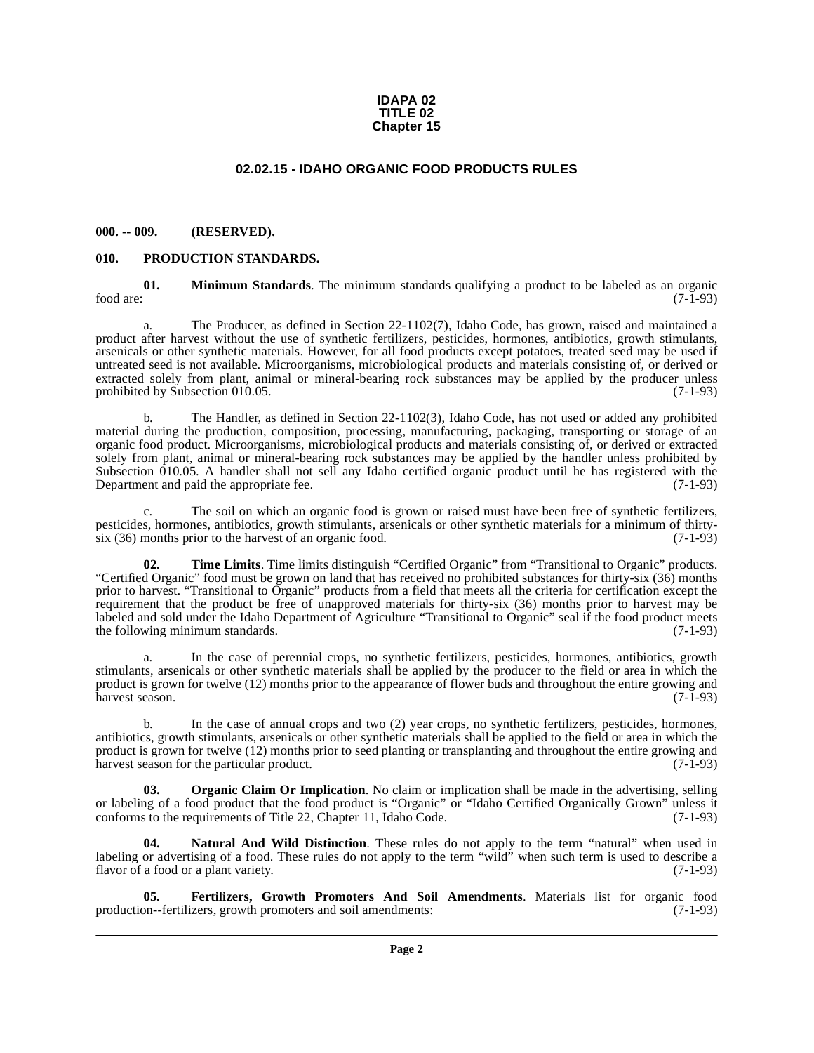**IDAPA 02**
**TITLE 02**
**Chapter 15**

# 02.02.15 - IDAHO ORGANIC FOOD PRODUCTS RULES

## 000. -- 009. (RESERVED).

## 010. PRODUCTION STANDARDS.

**01. Minimum Standards**. The minimum standards qualifying a product to be labeled as an organic food are: (7-1-93)

a. The Producer, as defined in Section 22-1102(7), Idaho Code, has grown, raised and maintained a product after harvest without the use of synthetic fertilizers, pesticides, hormones, antibiotics, growth stimulants, arsenicals or other synthetic materials. However, for all food products except potatoes, treated seed may be used if untreated seed is not available. Microorganisms, microbiological products and materials consisting of, or derived or extracted solely from plant, animal or mineral-bearing rock substances may be applied by the producer unless prohibited by Subsection 010.05. (7-1-93)

b. The Handler, as defined in Section 22-1102(3), Idaho Code, has not used or added any prohibited material during the production, composition, processing, manufacturing, packaging, transporting or storage of an organic food product. Microorganisms, microbiological products and materials consisting of, or derived or extracted solely from plant, animal or mineral-bearing rock substances may be applied by the handler unless prohibited by Subsection 010.05. A handler shall not sell any Idaho certified organic product until he has registered with the Department and paid the appropriate fee. (7-1-93)

c. The soil on which an organic food is grown or raised must have been free of synthetic fertilizers, pesticides, hormones, antibiotics, growth stimulants, arsenicals or other synthetic materials for a minimum of thirty-six (36) months prior to the harvest of an organic food. (7-1-93)

**02. Time Limits**. Time limits distinguish "Certified Organic" from "Transitional to Organic" products. "Certified Organic" food must be grown on land that has received no prohibited substances for thirty-six (36) months prior to harvest. "Transitional to Organic" products from a field that meets all the criteria for certification except the requirement that the product be free of unapproved materials for thirty-six (36) months prior to harvest may be labeled and sold under the Idaho Department of Agriculture "Transitional to Organic" seal if the food product meets the following minimum standards. (7-1-93)

a. In the case of perennial crops, no synthetic fertilizers, pesticides, hormones, antibiotics, growth stimulants, arsenicals or other synthetic materials shall be applied by the producer to the field or area in which the product is grown for twelve (12) months prior to the appearance of flower buds and throughout the entire growing and harvest season. (7-1-93)

b. In the case of annual crops and two (2) year crops, no synthetic fertilizers, pesticides, hormones, antibiotics, growth stimulants, arsenicals or other synthetic materials shall be applied to the field or area in which the product is grown for twelve (12) months prior to seed planting or transplanting and throughout the entire growing and harvest season for the particular product. (7-1-93)

**03. Organic Claim Or Implication**. No claim or implication shall be made in the advertising, selling or labeling of a food product that the food product is "Organic" or "Idaho Certified Organically Grown" unless it conforms to the requirements of Title 22, Chapter 11, Idaho Code. (7-1-93)

**04. Natural And Wild Distinction**. These rules do not apply to the term "natural" when used in labeling or advertising of a food. These rules do not apply to the term "wild" when such term is used to describe a flavor of a food or a plant variety. (7-1-93)

**05. Fertilizers, Growth Promoters And Soil Amendments**. Materials list for organic food production--fertilizers, growth promoters and soil amendments: (7-1-93)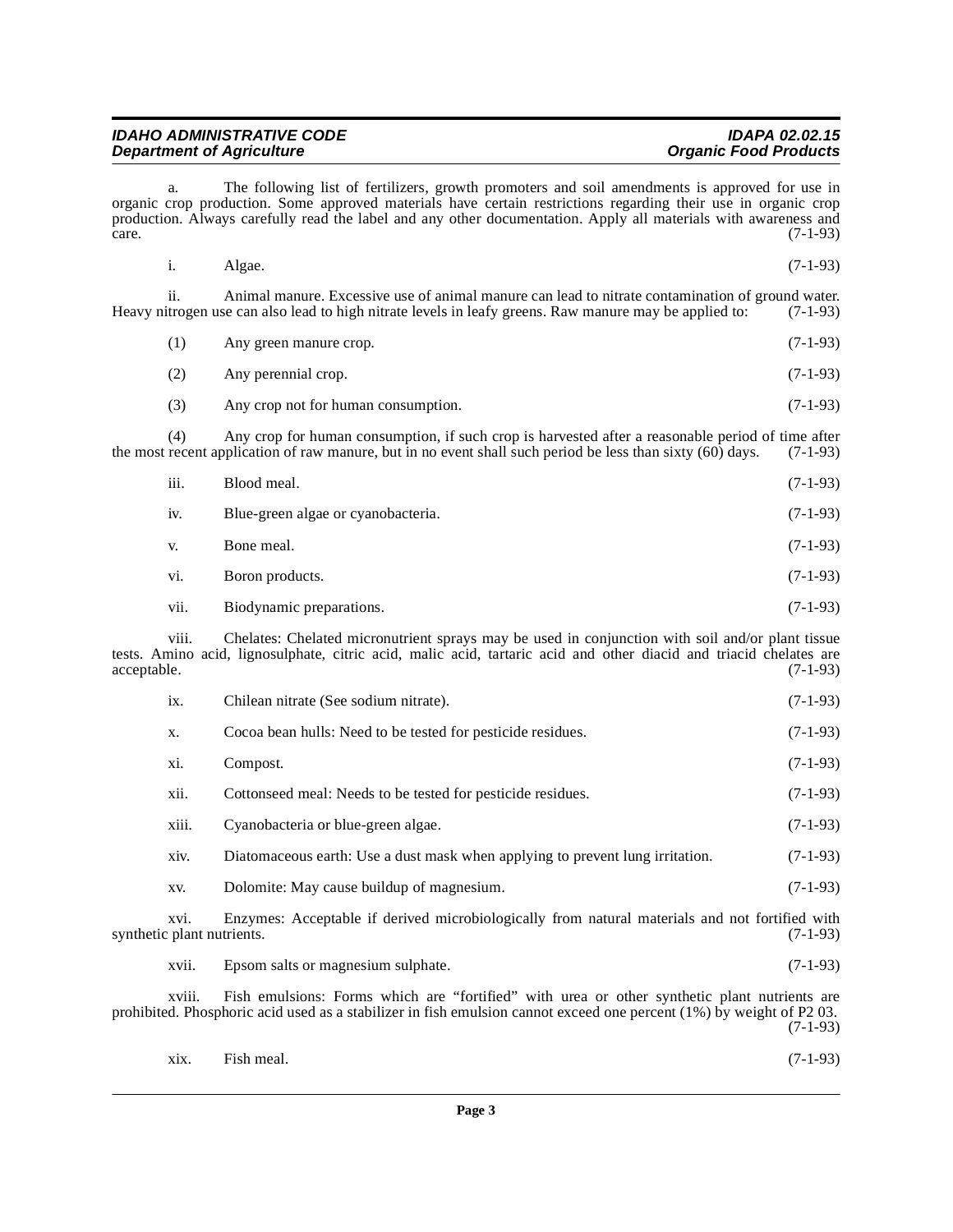a. The following list of fertilizers, growth promoters and soil amendments is approved for use in organic crop production. Some approved materials have certain restrictions regarding their use in organic crop production. Always carefully read the label and any other documentation. Apply all materials with awareness and care. (7-1-93)

i. Algae. (7-1-93)

ii. Animal manure. Excessive use of animal manure can lead to nitrate contamination of ground water. Heavy nitrogen use can also lead to high nitrate levels in leafy greens. Raw manure may be applied to: (7-1-93)

(1) Any green manure crop. (7-1-93)

(2) Any perennial crop. (7-1-93)

(3) Any crop not for human consumption. (7-1-93)

(4) Any crop for human consumption, if such crop is harvested after a reasonable period of time after the most recent application of raw manure, but in no event shall such period be less than sixty (60) days. (7-1-93)

iii. Blood meal. (7-1-93)

iv. Blue-green algae or cyanobacteria. (7-1-93)

v. Bone meal. (7-1-93)

vi. Boron products. (7-1-93)

vii. Biodynamic preparations. (7-1-93)

viii. Chelates: Chelated micronutrient sprays may be used in conjunction with soil and/or plant tissue tests. Amino acid, lignosulphate, citric acid, malic acid, tartaric acid and other diacid and triacid chelates are acceptable. (7-1-93)

ix. Chilean nitrate (See sodium nitrate). (7-1-93)

x. Cocoa bean hulls: Need to be tested for pesticide residues. (7-1-93)

xi. Compost. (7-1-93)

xii. Cottonseed meal: Needs to be tested for pesticide residues. (7-1-93)

xiii. Cyanobacteria or blue-green algae. (7-1-93)

xiv. Diatomaceous earth: Use a dust mask when applying to prevent lung irritation. (7-1-93)

xv. Dolomite: May cause buildup of magnesium. (7-1-93)

xvi. Enzymes: Acceptable if derived microbiologically from natural materials and not fortified with synthetic plant nutrients. (7-1-93)

xvii. Epsom salts or magnesium sulphate. (7-1-93)

xviii. Fish emulsions: Forms which are "fortified" with urea or other synthetic plant nutrients are prohibited. Phosphoric acid used as a stabilizer in fish emulsion cannot exceed one percent (1%) by weight of P2 03. (7-1-93)

xix. Fish meal. (7-1-93)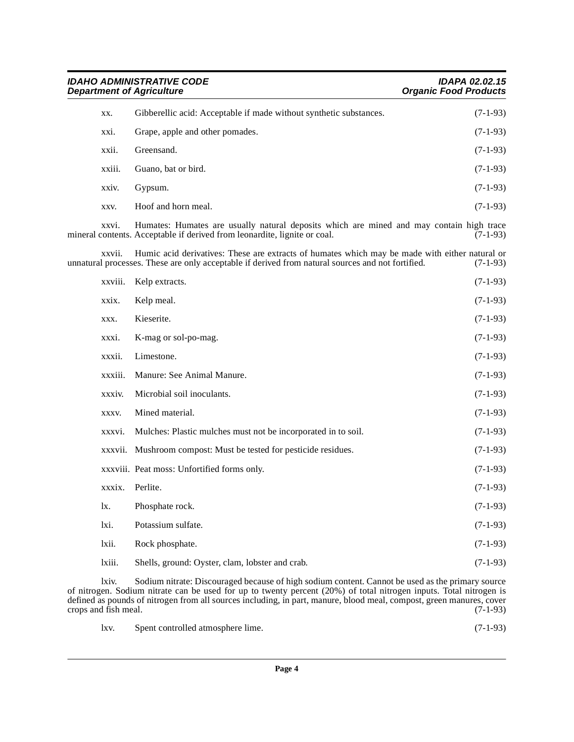xx. Gibberellic acid: Acceptable if made without synthetic substances. (7-1-93)

xxi. Grape, apple and other pomades. (7-1-93)

xxii. Greensand. (7-1-93)

xxiii. Guano, bat or bird. (7-1-93)

xxiv. Gypsum. (7-1-93)

xxv. Hoof and horn meal. (7-1-93)

xxvi. Humates: Humates are usually natural deposits which are mined and may contain high trace mineral contents. Acceptable if derived from leonardite, lignite or coal. (7-1-93)

xxvii. Humic acid derivatives: These are extracts of humates which may be made with either natural or unnatural processes. These are only acceptable if derived from natural sources and not fortified. (7-1-93)

xxviii. Kelp extracts. (7-1-93)

xxix. Kelp meal. (7-1-93)

xxx. Kieserite. (7-1-93)

xxxi. K-mag or sol-po-mag. (7-1-93)

xxxii. Limestone. (7-1-93)

xxxiii. Manure: See Animal Manure. (7-1-93)

xxxiv. Microbial soil inoculants. (7-1-93)

xxxv. Mined material. (7-1-93)

xxxvi. Mulches: Plastic mulches must not be incorporated in to soil. (7-1-93)

xxxvii. Mushroom compost: Must be tested for pesticide residues. (7-1-93)

xxxviii. Peat moss: Unfortified forms only. (7-1-93)

xxxix. Perlite. (7-1-93)

lx. Phosphate rock. (7-1-93)

lxi. Potassium sulfate. (7-1-93)

lxii. Rock phosphate. (7-1-93)

lxiii. Shells, ground: Oyster, clam, lobster and crab. (7-1-93)

lxiv. Sodium nitrate: Discouraged because of high sodium content. Cannot be used as the primary source of nitrogen. Sodium nitrate can be used for up to twenty percent (20%) of total nitrogen inputs. Total nitrogen is defined as pounds of nitrogen from all sources including, in part, manure, blood meal, compost, green manures, cover crops and fish meal. (7-1-93)

lxv. Spent controlled atmosphere lime. (7-1-93)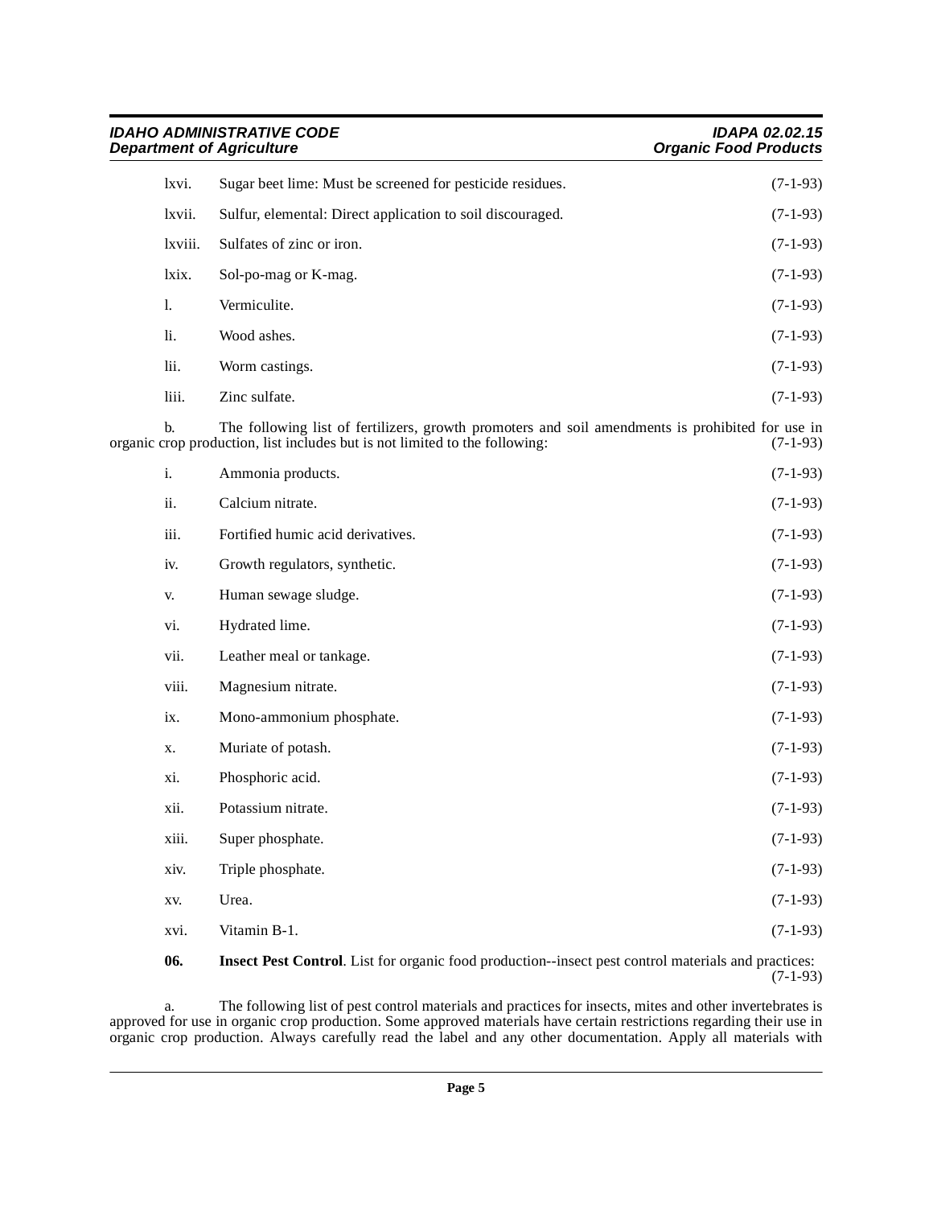lxvi. Sugar beet lime: Must be screened for pesticide residues. (7-1-93)

lxvii. Sulfur, elemental: Direct application to soil discouraged. (7-1-93)

lxviii. Sulfates of zinc or iron. (7-1-93)

lxix. Sol-po-mag or K-mag. (7-1-93)

l. Vermiculite. (7-1-93)

li. Wood ashes. (7-1-93)

lii. Worm castings. (7-1-93)

liii. Zinc sulfate. (7-1-93)

b. The following list of fertilizers, growth promoters and soil amendments is prohibited for use in organic crop production, list includes but is not limited to the following: (7-1-93)

i. Ammonia products. (7-1-93)

ii. Calcium nitrate. (7-1-93)

iii. Fortified humic acid derivatives. (7-1-93)

iv. Growth regulators, synthetic. (7-1-93)

v. Human sewage sludge. (7-1-93)

vi. Hydrated lime. (7-1-93)

vii. Leather meal or tankage. (7-1-93)

viii. Magnesium nitrate. (7-1-93)

ix. Mono-ammonium phosphate. (7-1-93)

x. Muriate of potash. (7-1-93)

xi. Phosphoric acid. (7-1-93)

xii. Potassium nitrate. (7-1-93)

xiii. Super phosphate. (7-1-93)

xiv. Triple phosphate. (7-1-93)

xv. Urea. (7-1-93)

xvi. Vitamin B-1. (7-1-93)

**06. Insect Pest Control**. List for organic food production--insect pest control materials and practices: (7-1-93)

a. The following list of pest control materials and practices for insects, mites and other invertebrates is approved for use in organic crop production. Some approved materials have certain restrictions regarding their use in organic crop production. Always carefully read the label and any other documentation. Apply all materials with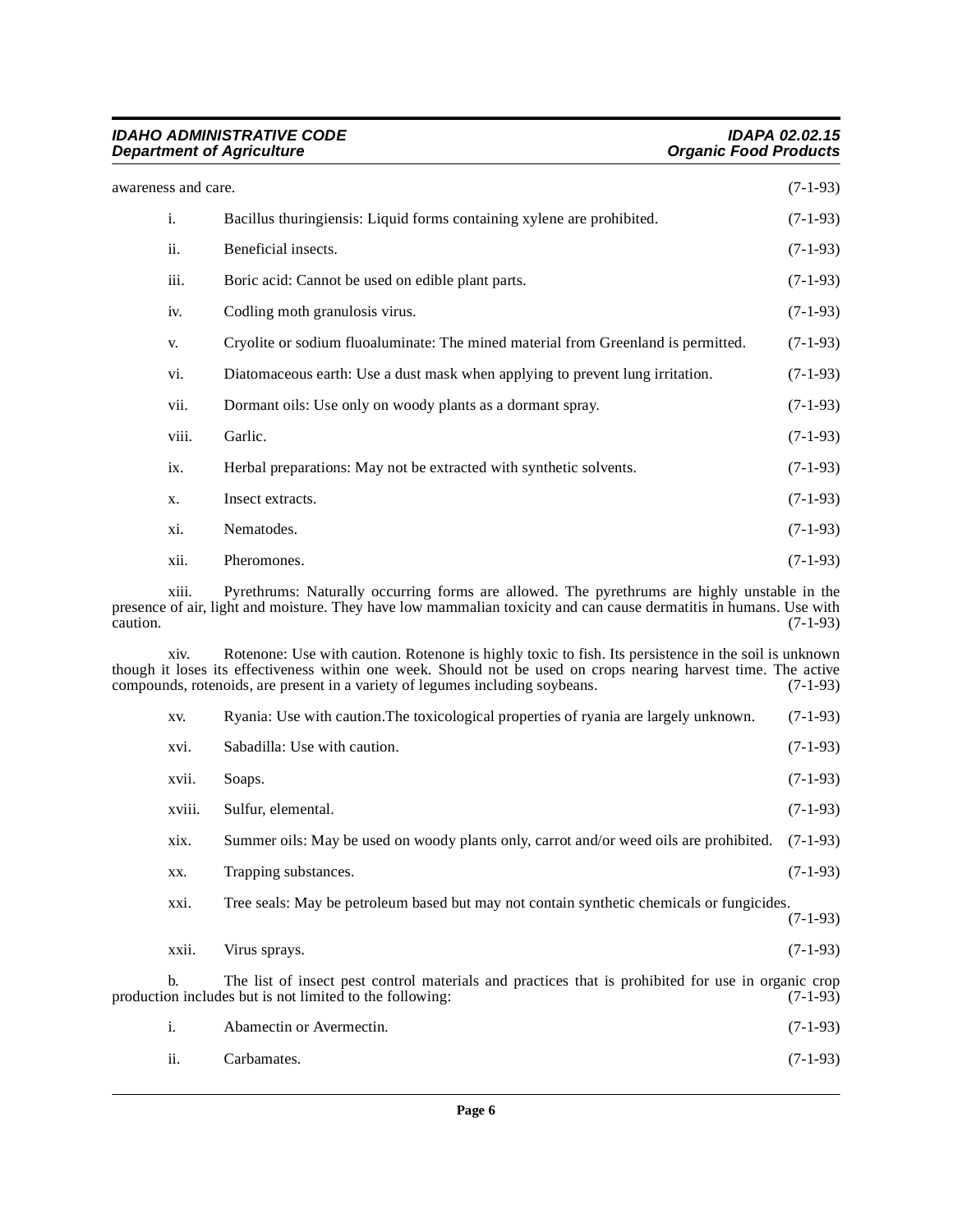awareness and care. (7-1-93)

i. Bacillus thuringiensis: Liquid forms containing xylene are prohibited. (7-1-93)

ii. Beneficial insects. (7-1-93)

iii. Boric acid: Cannot be used on edible plant parts. (7-1-93)

iv. Codling moth granulosis virus. (7-1-93)

v. Cryolite or sodium fluoaluminate: The mined material from Greenland is permitted. (7-1-93)

vi. Diatomaceous earth: Use a dust mask when applying to prevent lung irritation. (7-1-93)

vii. Dormant oils: Use only on woody plants as a dormant spray. (7-1-93)

viii. Garlic. (7-1-93)

ix. Herbal preparations: May not be extracted with synthetic solvents. (7-1-93)

x. Insect extracts. (7-1-93)

xi. Nematodes. (7-1-93)

xii. Pheromones. (7-1-93)

xiii. Pyrethrums: Naturally occurring forms are allowed. The pyrethrums are highly unstable in the presence of air, light and moisture. They have low mammalian toxicity and can cause dermatitis in humans. Use with caution. (7-1-93)

xiv. Rotenone: Use with caution. Rotenone is highly toxic to fish. Its persistence in the soil is unknown though it loses its effectiveness within one week. Should not be used on crops nearing harvest time. The active compounds, rotenoids, are present in a variety of legumes including soybeans. (7-1-93)

xv. Ryania: Use with caution.The toxicological properties of ryania are largely unknown. (7-1-93)

xvi. Sabadilla: Use with caution. (7-1-93)

xvii. Soaps. (7-1-93)

xviii. Sulfur, elemental. (7-1-93)

xix. Summer oils: May be used on woody plants only, carrot and/or weed oils are prohibited. (7-1-93)

xx. Trapping substances. (7-1-93)

xxi. Tree seals: May be petroleum based but may not contain synthetic chemicals or fungicides. (7-1-93)

xxii. Virus sprays. (7-1-93)

b. The list of insect pest control materials and practices that is prohibited for use in organic crop production includes but is not limited to the following: (7-1-93)

i. Abamectin or Avermectin. (7-1-93)

ii. Carbamates. (7-1-93)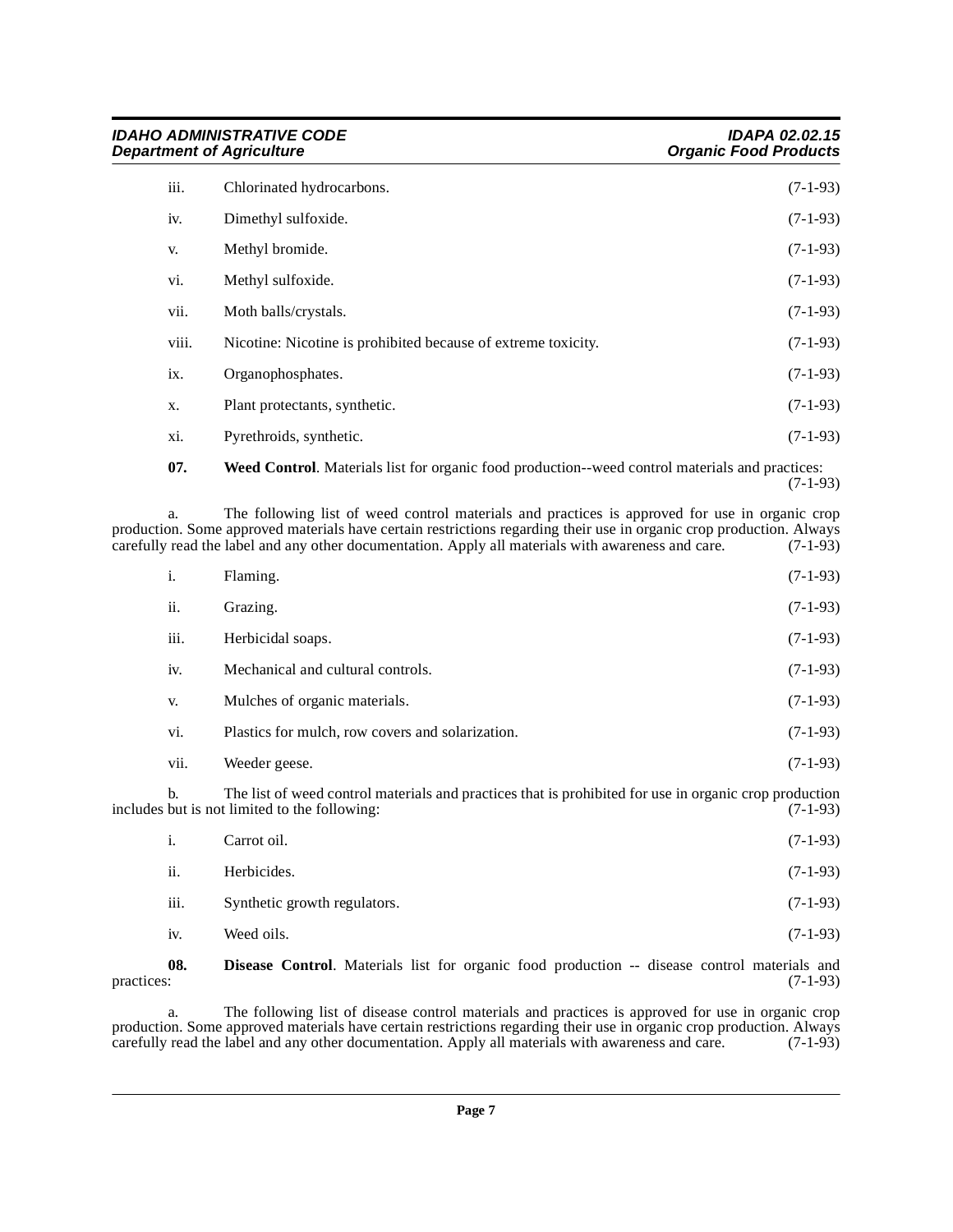iii. Chlorinated hydrocarbons. (7-1-93)

iv. Dimethyl sulfoxide. (7-1-93)

v. Methyl bromide. (7-1-93)

vi. Methyl sulfoxide. (7-1-93)

vii. Moth balls/crystals. (7-1-93)

viii. Nicotine: Nicotine is prohibited because of extreme toxicity. (7-1-93)

ix. Organophosphates. (7-1-93)

x. Plant protectants, synthetic. (7-1-93)

xi. Pyrethroids, synthetic. (7-1-93)

**07. Weed Control**. Materials list for organic food production--weed control materials and practices: (7-1-93)

a. The following list of weed control materials and practices is approved for use in organic crop production. Some approved materials have certain restrictions regarding their use in organic crop production. Always carefully read the label and any other documentation. Apply all materials with awareness and care. (7-1-93)

i. Flaming. (7-1-93)

ii. Grazing. (7-1-93)

iii. Herbicidal soaps. (7-1-93)

iv. Mechanical and cultural controls. (7-1-93)

v. Mulches of organic materials. (7-1-93)

vi. Plastics for mulch, row covers and solarization. (7-1-93)

vii. Weeder geese. (7-1-93)

b. The list of weed control materials and practices that is prohibited for use in organic crop production includes but is not limited to the following: (7-1-93)

i. Carrot oil. (7-1-93)

ii. Herbicides. (7-1-93)

iii. Synthetic growth regulators. (7-1-93)

iv. Weed oils. (7-1-93)

**08. Disease Control**. Materials list for organic food production -- disease control materials and practices: (7-1-93)

a. The following list of disease control materials and practices is approved for use in organic crop production. Some approved materials have certain restrictions regarding their use in organic crop production. Always carefully read the label and any other documentation. Apply all materials with awareness and care. (7-1-93)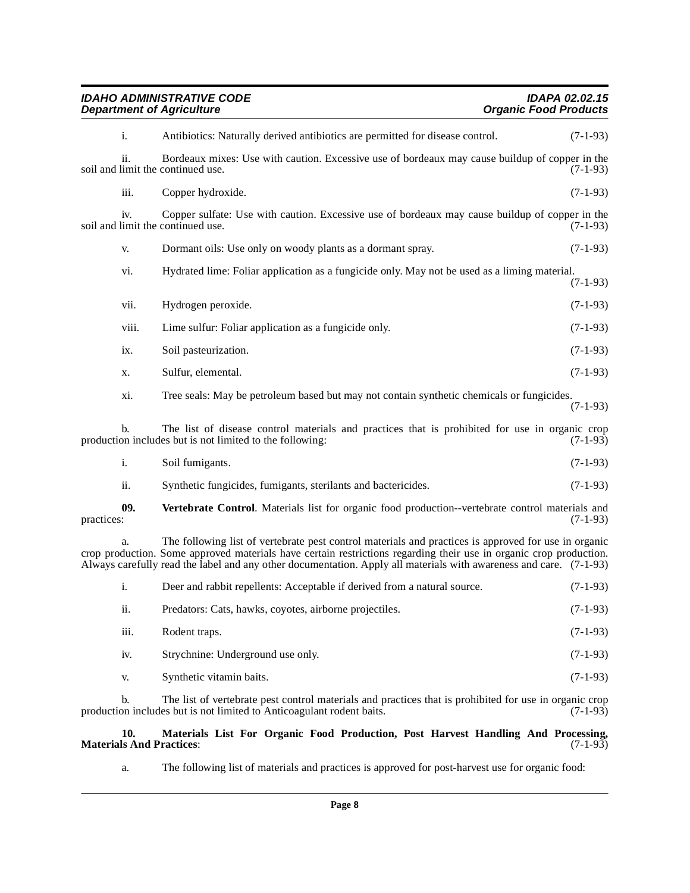i. Antibiotics: Naturally derived antibiotics are permitted for disease control. (7-1-93)

ii. Bordeaux mixes: Use with caution. Excessive use of bordeaux may cause buildup of copper in the soil and limit the continued use. (7-1-93)

iii. Copper hydroxide. (7-1-93)

iv. Copper sulfate: Use with caution. Excessive use of bordeaux may cause buildup of copper in the soil and limit the continued use. (7-1-93)

v. Dormant oils: Use only on woody plants as a dormant spray. (7-1-93)

vi. Hydrated lime: Foliar application as a fungicide only. May not be used as a liming material. (7-1-93)

vii. Hydrogen peroxide. (7-1-93)

viii. Lime sulfur: Foliar application as a fungicide only. (7-1-93)

ix. Soil pasteurization. (7-1-93)

x. Sulfur, elemental. (7-1-93)

xi. Tree seals: May be petroleum based but may not contain synthetic chemicals or fungicides. (7-1-93)

b. The list of disease control materials and practices that is prohibited for use in organic crop production includes but is not limited to the following: (7-1-93)

i. Soil fumigants. (7-1-93)

ii. Synthetic fungicides, fumigants, sterilants and bactericides. (7-1-93)

**09. Vertebrate Control**. Materials list for organic food production--vertebrate control materials and practices: (7-1-93)

a. The following list of vertebrate pest control materials and practices is approved for use in organic crop production. Some approved materials have certain restrictions regarding their use in organic crop production. Always carefully read the label and any other documentation. Apply all materials with awareness and care. (7-1-93)

i. Deer and rabbit repellents: Acceptable if derived from a natural source. (7-1-93)

ii. Predators: Cats, hawks, coyotes, airborne projectiles. (7-1-93)

iii. Rodent traps. (7-1-93)

iv. Strychnine: Underground use only. (7-1-93)

v. Synthetic vitamin baits. (7-1-93)

b. The list of vertebrate pest control materials and practices that is prohibited for use in organic crop production includes but is not limited to Anticoagulant rodent baits. (7-1-93)

**10. Materials List For Organic Food Production, Post Harvest Handling And Processing, Materials And Practices**: (7-1-93)

a. The following list of materials and practices is approved for post-harvest use for organic food: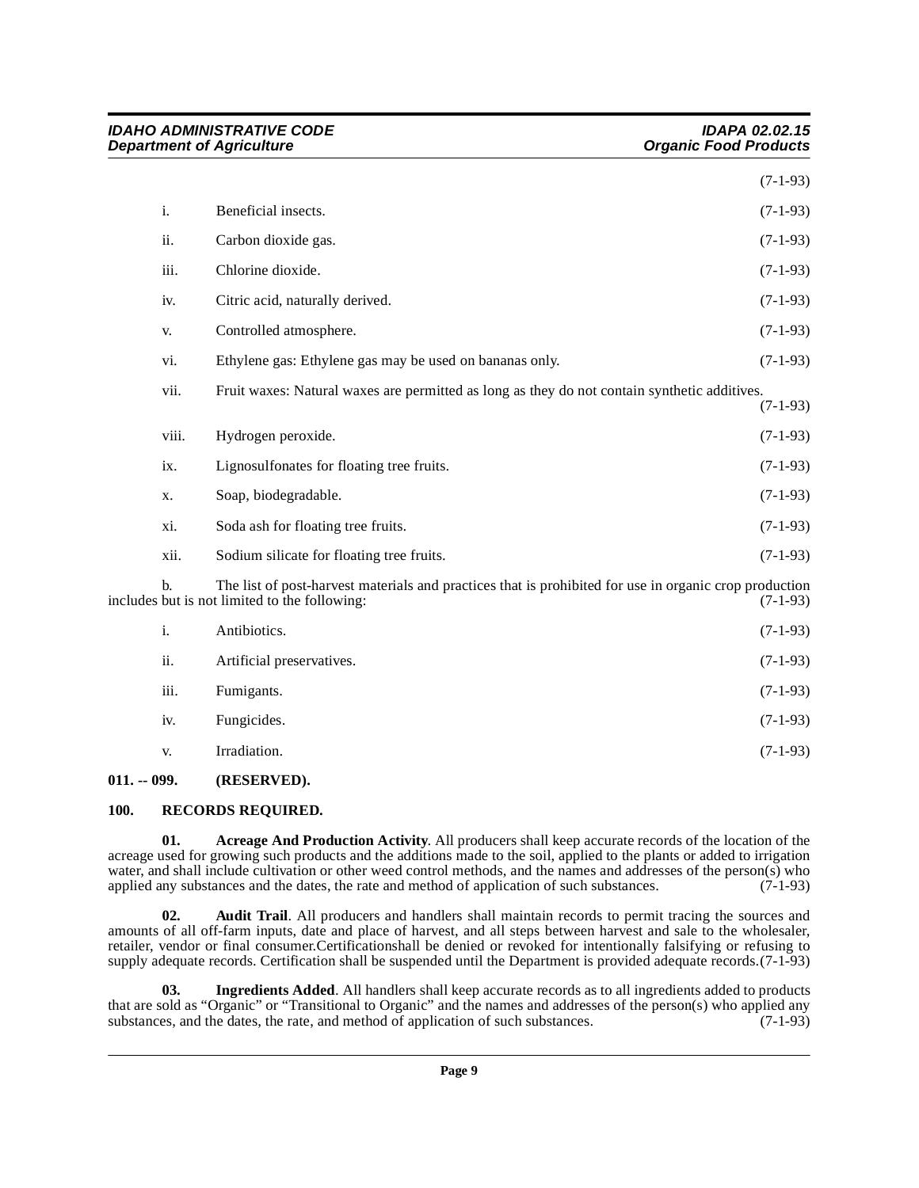(7-1-93)

i. Beneficial insects. (7-1-93)

ii. Carbon dioxide gas. (7-1-93)

iii. Chlorine dioxide. (7-1-93)

iv. Citric acid, naturally derived. (7-1-93)

v. Controlled atmosphere. (7-1-93)

vi. Ethylene gas: Ethylene gas may be used on bananas only. (7-1-93)

vii. Fruit waxes: Natural waxes are permitted as long as they do not contain synthetic additives. (7-1-93)

viii. Hydrogen peroxide. (7-1-93)

ix. Lignosulfonates for floating tree fruits. (7-1-93)

x. Soap, biodegradable. (7-1-93)

xi. Soda ash for floating tree fruits. (7-1-93)

xii. Sodium silicate for floating tree fruits. (7-1-93)

b. The list of post-harvest materials and practices that is prohibited for use in organic crop production includes but is not limited to the following: (7-1-93)

i. Antibiotics. (7-1-93)

ii. Artificial preservatives. (7-1-93)

iii. Fumigants. (7-1-93)

iv. Fungicides. (7-1-93)

v. Irradiation. (7-1-93)

**011. -- 099. (RESERVED).**

**100. RECORDS REQUIRED.**

**01. Acreage And Production Activity**. All producers shall keep accurate records of the location of the acreage used for growing such products and the additions made to the soil, applied to the plants or added to irrigation water, and shall include cultivation or other weed control methods, and the names and addresses of the person(s) who applied any substances and the dates, the rate and method of application of such substances. (7-1-93)

**02. Audit Trail**. All producers and handlers shall maintain records to permit tracing the sources and amounts of all off-farm inputs, date and place of harvest, and all steps between harvest and sale to the wholesaler, retailer, vendor or final consumer.Certificationshall be denied or revoked for intentionally falsifying or refusing to supply adequate records. Certification shall be suspended until the Department is provided adequate records.(7-1-93)

**03. Ingredients Added**. All handlers shall keep accurate records as to all ingredients added to products that are sold as "Organic" or "Transitional to Organic" and the names and addresses of the person(s) who applied any substances, and the dates, the rate, and method of application of such substances. (7-1-93)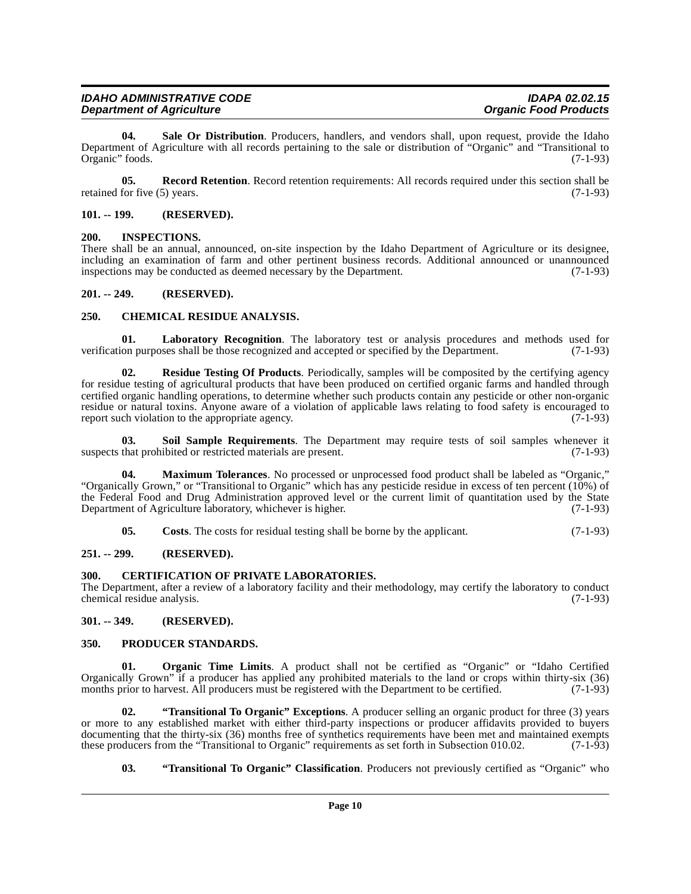**04. Sale Or Distribution**. Producers, handlers, and vendors shall, upon request, provide the Idaho Department of Agriculture with all records pertaining to the sale or distribution of "Organic" and "Transitional to Organic" foods. (7-1-93)

**05. Record Retention**. Record retention requirements: All records required under this section shall be retained for five (5) years. (7-1-93)

**101. -- 199. (RESERVED).**

**200. INSPECTIONS.**

There shall be an annual, announced, on-site inspection by the Idaho Department of Agriculture or its designee, including an examination of farm and other pertinent business records. Additional announced or unannounced inspections may be conducted as deemed necessary by the Department. (7-1-93)

**201. -- 249. (RESERVED).**

**250. CHEMICAL RESIDUE ANALYSIS.**

**01. Laboratory Recognition**. The laboratory test or analysis procedures and methods used for verification purposes shall be those recognized and accepted or specified by the Department. (7-1-93)

**02. Residue Testing Of Products**. Periodically, samples will be composited by the certifying agency for residue testing of agricultural products that have been produced on certified organic farms and handled through certified organic handling operations, to determine whether such products contain any pesticide or other non-organic residue or natural toxins. Anyone aware of a violation of applicable laws relating to food safety is encouraged to report such violation to the appropriate agency. (7-1-93)

**03. Soil Sample Requirements**. The Department may require tests of soil samples whenever it suspects that prohibited or restricted materials are present. (7-1-93)

**04. Maximum Tolerances**. No processed or unprocessed food product shall be labeled as "Organic," "Organically Grown," or "Transitional to Organic" which has any pesticide residue in excess of ten percent (10%) of the Federal Food and Drug Administration approved level or the current limit of quantitation used by the State Department of Agriculture laboratory, whichever is higher. (7-1-93)

**05. Costs**. The costs for residual testing shall be borne by the applicant. (7-1-93)

**251. -- 299. (RESERVED).**

**300. CERTIFICATION OF PRIVATE LABORATORIES.**

The Department, after a review of a laboratory facility and their methodology, may certify the laboratory to conduct chemical residue analysis. (7-1-93)

**301. -- 349. (RESERVED).**

**350. PRODUCER STANDARDS.**

**01. Organic Time Limits**. A product shall not be certified as "Organic" or "Idaho Certified Organically Grown" if a producer has applied any prohibited materials to the land or crops within thirty-six (36) months prior to harvest. All producers must be registered with the Department to be certified. (7-1-93)

**02. "Transitional To Organic" Exceptions**. A producer selling an organic product for three (3) years or more to any established market with either third-party inspections or producer affidavits provided to buyers documenting that the thirty-six (36) months free of synthetics requirements have been met and maintained exempts these producers from the "Transitional to Organic" requirements as set forth in Subsection 010.02. (7-1-93)

**03. "Transitional To Organic" Classification**. Producers not previously certified as "Organic" who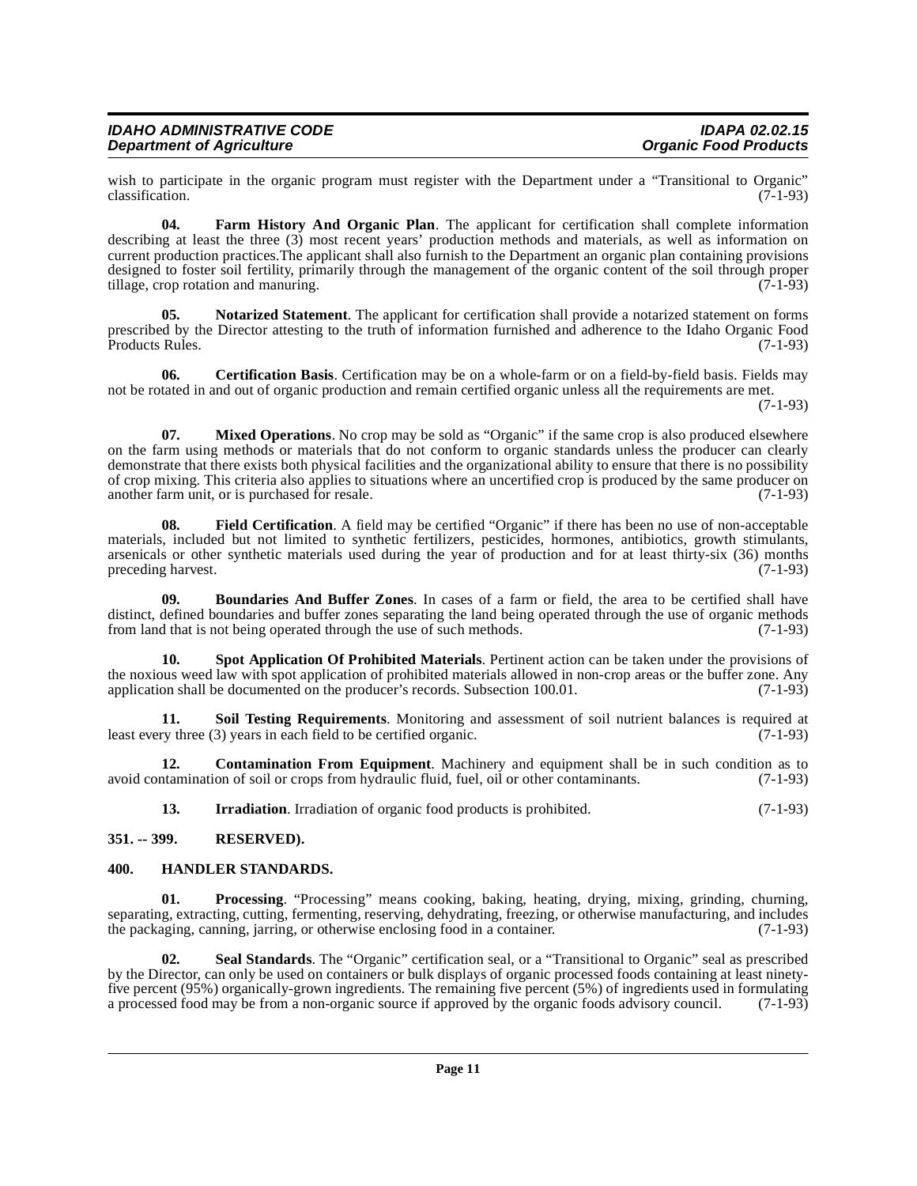wish to participate in the organic program must register with the Department under a "Transitional to Organic" classification. (7-1-93)

**04. Farm History And Organic Plan**. The applicant for certification shall complete information describing at least the three (3) most recent years' production methods and materials, as well as information on current production practices.The applicant shall also furnish to the Department an organic plan containing provisions designed to foster soil fertility, primarily through the management of the organic content of the soil through proper tillage, crop rotation and manuring. (7-1-93)

**05. Notarized Statement**. The applicant for certification shall provide a notarized statement on forms prescribed by the Director attesting to the truth of information furnished and adherence to the Idaho Organic Food Products Rules. (7-1-93)

**06. Certification Basis**. Certification may be on a whole-farm or on a field-by-field basis. Fields may not be rotated in and out of organic production and remain certified organic unless all the requirements are met. (7-1-93)

**07. Mixed Operations**. No crop may be sold as "Organic" if the same crop is also produced elsewhere on the farm using methods or materials that do not conform to organic standards unless the producer can clearly demonstrate that there exists both physical facilities and the organizational ability to ensure that there is no possibility of crop mixing. This criteria also applies to situations where an uncertified crop is produced by the same producer on another farm unit, or is purchased for resale. (7-1-93)

**08. Field Certification**. A field may be certified "Organic" if there has been no use of non-acceptable materials, included but not limited to synthetic fertilizers, pesticides, hormones, antibiotics, growth stimulants, arsenicals or other synthetic materials used during the year of production and for at least thirty-six (36) months preceding harvest. (7-1-93)

**09. Boundaries And Buffer Zones**. In cases of a farm or field, the area to be certified shall have distinct, defined boundaries and buffer zones separating the land being operated through the use of organic methods from land that is not being operated through the use of such methods. (7-1-93)

**10. Spot Application Of Prohibited Materials**. Pertinent action can be taken under the provisions of the noxious weed law with spot application of prohibited materials allowed in non-crop areas or the buffer zone. Any application shall be documented on the producer's records. Subsection 100.01. (7-1-93)

**11. Soil Testing Requirements**. Monitoring and assessment of soil nutrient balances is required at least every three (3) years in each field to be certified organic. (7-1-93)

**12. Contamination From Equipment**. Machinery and equipment shall be in such condition as to avoid contamination of soil or crops from hydraulic fluid, fuel, oil or other contaminants. (7-1-93)

**13. Irradiation**. Irradiation of organic food products is prohibited. (7-1-93)

## 351. -- 399. RESERVED).

## 400. HANDLER STANDARDS.

**01. Processing**. "Processing" means cooking, baking, heating, drying, mixing, grinding, churning, separating, extracting, cutting, fermenting, reserving, dehydrating, freezing, or otherwise manufacturing, and includes the packaging, canning, jarring, or otherwise enclosing food in a container. (7-1-93)

**02. Seal Standards**. The "Organic" certification seal, or a "Transitional to Organic" seal as prescribed by the Director, can only be used on containers or bulk displays of organic processed foods containing at least ninety-five percent (95%) organically-grown ingredients. The remaining five percent (5%) of ingredients used in formulating a processed food may be from a non-organic source if approved by the organic foods advisory council. (7-1-93)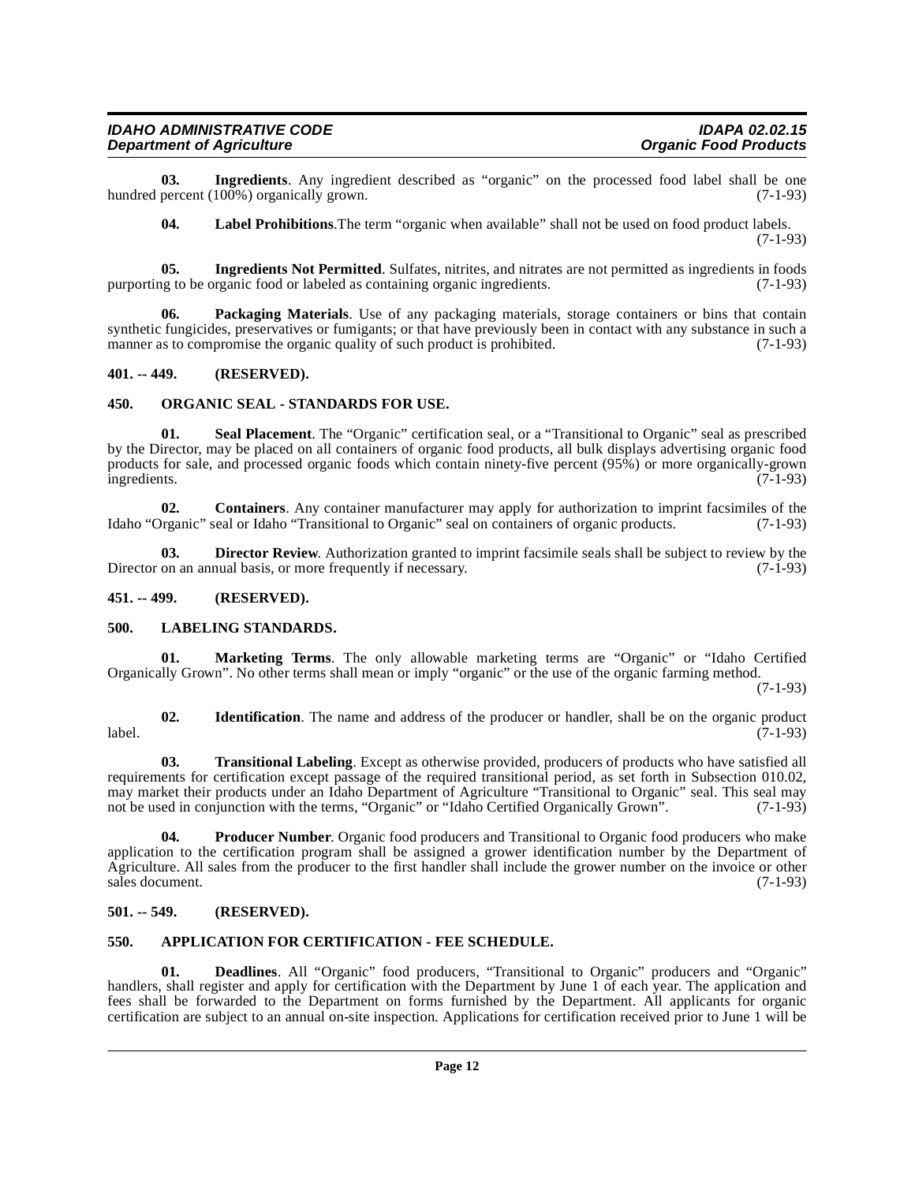**03. Ingredients**. Any ingredient described as "organic" on the processed food label shall be one hundred percent (100%) organically grown. (7-1-93)

**04. Label Prohibitions**.The term "organic when available" shall not be used on food product labels. (7-1-93)

**05. Ingredients Not Permitted**. Sulfates, nitrites, and nitrates are not permitted as ingredients in foods purporting to be organic food or labeled as containing organic ingredients. (7-1-93)

**06. Packaging Materials**. Use of any packaging materials, storage containers or bins that contain synthetic fungicides, preservatives or fumigants; or that have previously been in contact with any substance in such a manner as to compromise the organic quality of such product is prohibited. (7-1-93)

## 401. -- 449. (RESERVED).

## 450. ORGANIC SEAL - STANDARDS FOR USE.

**01. Seal Placement**. The "Organic" certification seal, or a "Transitional to Organic" seal as prescribed by the Director, may be placed on all containers of organic food products, all bulk displays advertising organic food products for sale, and processed organic foods which contain ninety-five percent (95%) or more organically-grown ingredients. (7-1-93)

**02. Containers**. Any container manufacturer may apply for authorization to imprint facsimiles of the Idaho "Organic" seal or Idaho "Transitional to Organic" seal on containers of organic products. (7-1-93)

**03. Director Review**. Authorization granted to imprint facsimile seals shall be subject to review by the Director on an annual basis, or more frequently if necessary. (7-1-93)

## 451. -- 499. (RESERVED).

## 500. LABELING STANDARDS.

**01. Marketing Terms**. The only allowable marketing terms are "Organic" or "Idaho Certified Organically Grown". No other terms shall mean or imply "organic" or the use of the organic farming method. (7-1-93)

**02. Identification**. The name and address of the producer or handler, shall be on the organic product label. (7-1-93)

**03. Transitional Labeling**. Except as otherwise provided, producers of products who have satisfied all requirements for certification except passage of the required transitional period, as set forth in Subsection 010.02, may market their products under an Idaho Department of Agriculture "Transitional to Organic" seal. This seal may not be used in conjunction with the terms, "Organic" or "Idaho Certified Organically Grown". (7-1-93)

**04. Producer Number**. Organic food producers and Transitional to Organic food producers who make application to the certification program shall be assigned a grower identification number by the Department of Agriculture. All sales from the producer to the first handler shall include the grower number on the invoice or other sales document. (7-1-93)

## 501. -- 549. (RESERVED).

## 550. APPLICATION FOR CERTIFICATION - FEE SCHEDULE.

**01. Deadlines**. All "Organic" food producers, "Transitional to Organic" producers and "Organic" handlers, shall register and apply for certification with the Department by June 1 of each year. The application and fees shall be forwarded to the Department on forms furnished by the Department. All applicants for organic certification are subject to an annual on-site inspection. Applications for certification received prior to June 1 will be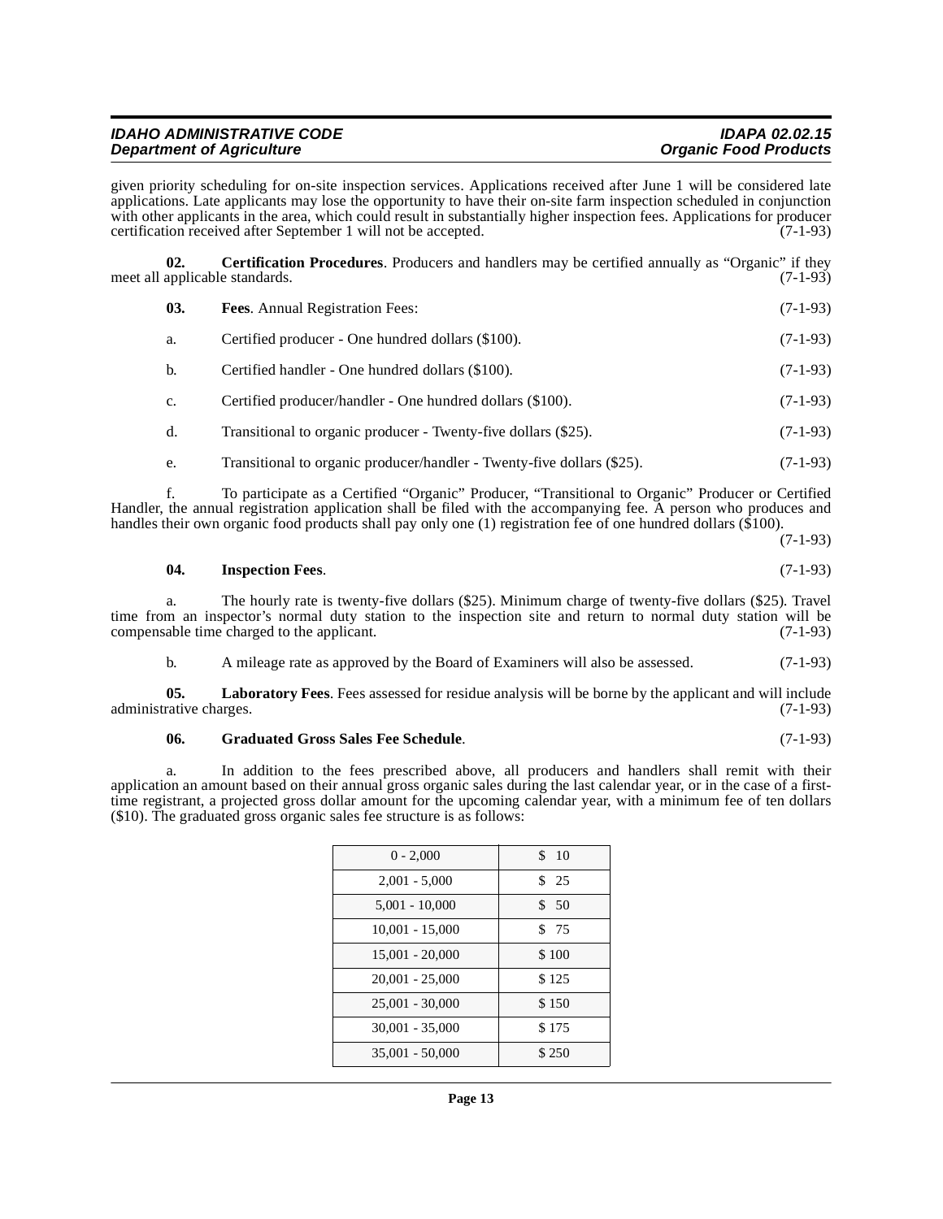given priority scheduling for on-site inspection services. Applications received after June 1 will be considered late applications. Late applicants may lose the opportunity to have their on-site farm inspection scheduled in conjunction with other applicants in the area, which could result in substantially higher inspection fees. Applications for producer certification received after September 1 will not be accepted. (7-1-93)

**02. Certification Procedures**. Producers and handlers may be certified annually as "Organic" if they meet all applicable standards. (7-1-93)

**03. Fees**. Annual Registration Fees: (7-1-93)

a. Certified producer - One hundred dollars ($100). (7-1-93)

b. Certified handler - One hundred dollars ($100). (7-1-93)

c. Certified producer/handler - One hundred dollars ($100). (7-1-93)

d. Transitional to organic producer - Twenty-five dollars ($25). (7-1-93)

e. Transitional to organic producer/handler - Twenty-five dollars ($25). (7-1-93)

f. To participate as a Certified "Organic" Producer, "Transitional to Organic" Producer or Certified Handler, the annual registration application shall be filed with the accompanying fee. A person who produces and handles their own organic food products shall pay only one (1) registration fee of one hundred dollars ($100). (7-1-93)

**04. Inspection Fees**. (7-1-93)

a. The hourly rate is twenty-five dollars ($25). Minimum charge of twenty-five dollars ($25). Travel time from an inspector's normal duty station to the inspection site and return to normal duty station will be compensable time charged to the applicant. (7-1-93)

b. A mileage rate as approved by the Board of Examiners will also be assessed. (7-1-93)

**05. Laboratory Fees**. Fees assessed for residue analysis will be borne by the applicant and will include administrative charges. (7-1-93)

**06. Graduated Gross Sales Fee Schedule**. (7-1-93)

a. In addition to the fees prescribed above, all producers and handlers shall remit with their application an amount based on their annual gross organic sales during the last calendar year, or in the case of a first-time registrant, a projected gross dollar amount for the upcoming calendar year, with a minimum fee of ten dollars ($10). The graduated gross organic sales fee structure is as follows:

| | |
|---|---|
| 0 - 2,000 | $ 10 |
| 2,001 - 5,000 | $ 25 |
| 5,001 - 10,000 | $ 50 |
| 10,001 - 15,000 | $ 75 |
| 15,001 - 20,000 | $ 100 |
| 20,001 - 25,000 | $ 125 |
| 25,001 - 30,000 | $ 150 |
| 30,001 - 35,000 | $ 175 |
| 35,001 - 50,000 | $ 250 |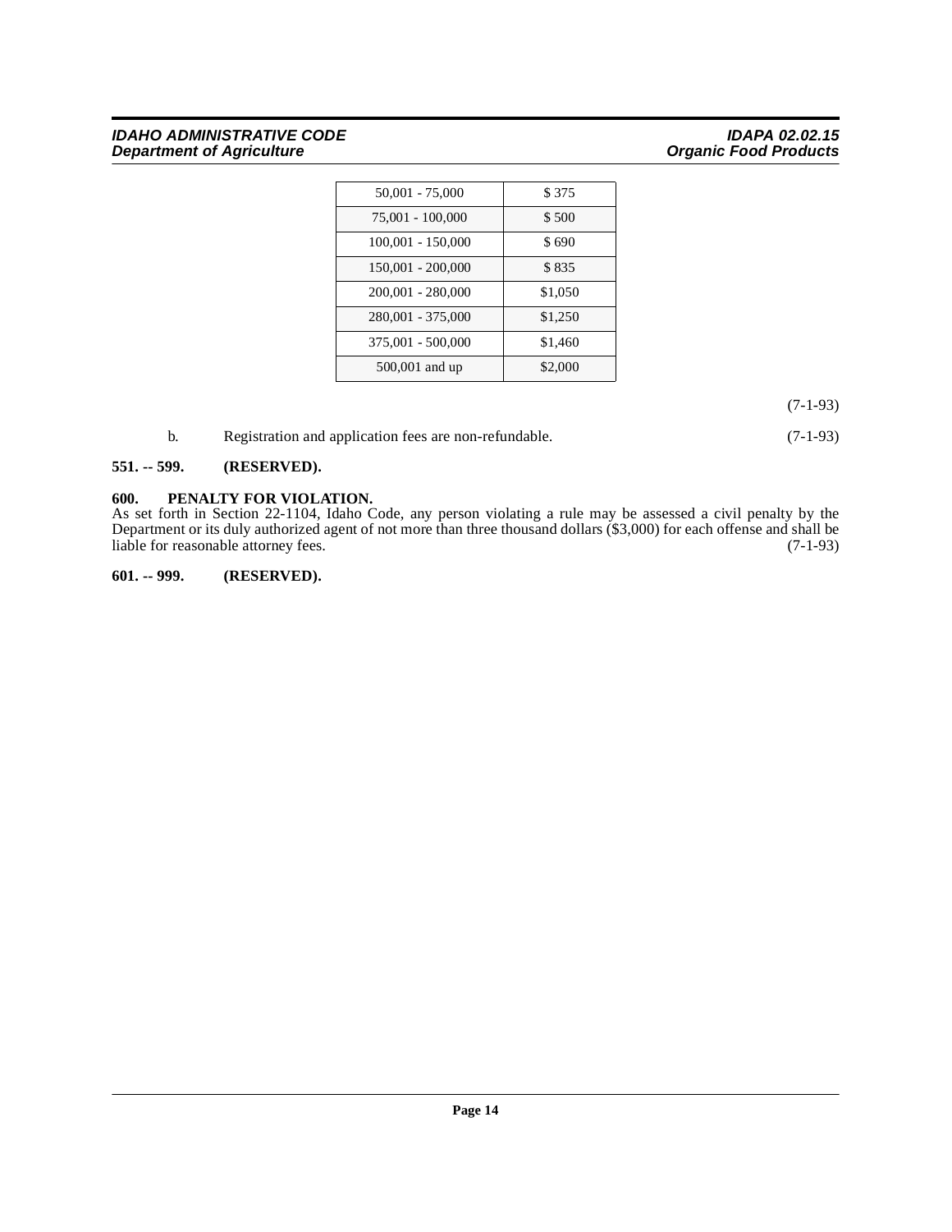| 50,001 - 75,000 | $ 375 |
|---|---|
| 75,001 - 100,000 | $ 500 |
| 100,001 - 150,000 | $ 690 |
| 150,001 - 200,000 | $ 835 |
| 200,001 - 280,000 | $1,050 |
| 280,001 - 375,000 | $1,250 |
| 375,001 - 500,000 | $1,460 |
| 500,001 and up | $2,000 |

(7-1-93)

b. Registration and application fees are non-refundable. (7-1-93)

**551. -- 599. (RESERVED).**

**600. PENALTY FOR VIOLATION.**

As set forth in Section 22-1104, Idaho Code, any person violating a rule may be assessed a civil penalty by the Department or its duly authorized agent of not more than three thousand dollars ($3,000) for each offense and shall be liable for reasonable attorney fees. (7-1-93)

**601. -- 999. (RESERVED).**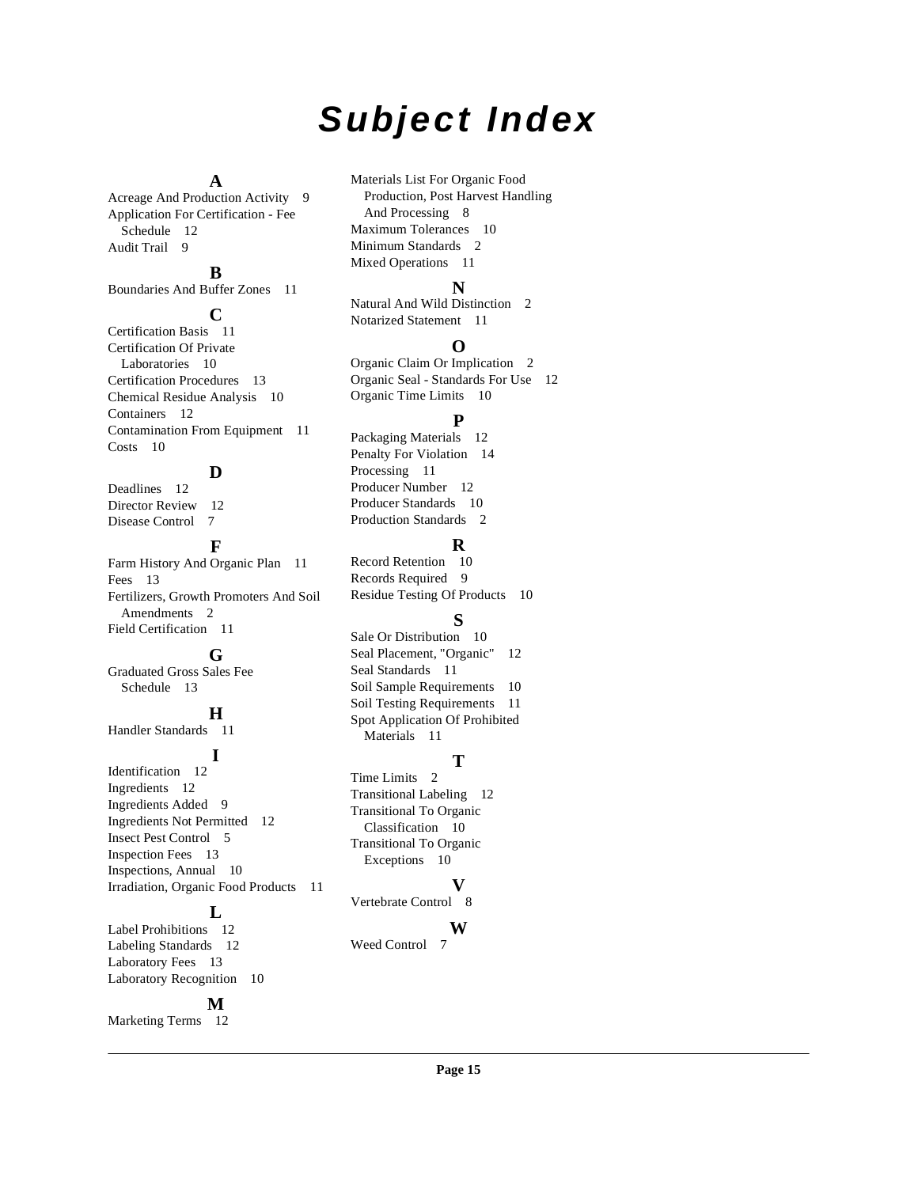# *Subject Index*

## A

Acreage And Production Activity 9
Application For Certification - Fee Schedule 12
Audit Trail 9

## B

Boundaries And Buffer Zones 11

## C

Certification Basis 11
Certification Of Private Laboratories 10
Certification Procedures 13
Chemical Residue Analysis 10
Containers 12
Contamination From Equipment 11
Costs 10

## D

Deadlines 12
Director Review 12
Disease Control 7

## F

Farm History And Organic Plan 11
Fees 13
Fertilizers, Growth Promoters And Soil Amendments 2
Field Certification 11

## G

Graduated Gross Sales Fee Schedule 13

## H

Handler Standards 11

## I

Identification 12
Ingredients 12
Ingredients Added 9
Ingredients Not Permitted 12
Insect Pest Control 5
Inspection Fees 13
Inspections, Annual 10
Irradiation, Organic Food Products 11

## L

Label Prohibitions 12
Labeling Standards 12
Laboratory Fees 13
Laboratory Recognition 10

## M

Marketing Terms 12
Materials List For Organic Food Production, Post Harvest Handling And Processing 8
Maximum Tolerances 10
Minimum Standards 2
Mixed Operations 11

## N

Natural And Wild Distinction 2
Notarized Statement 11

## O

Organic Claim Or Implication 2
Organic Seal - Standards For Use 12
Organic Time Limits 10

## P

Packaging Materials 12
Penalty For Violation 14
Processing 11
Producer Number 12
Producer Standards 10
Production Standards 2

## R

Record Retention 10
Records Required 9
Residue Testing Of Products 10

## S

Sale Or Distribution 10
Seal Placement, "Organic" 12
Seal Standards 11
Soil Sample Requirements 10
Soil Testing Requirements 11
Spot Application Of Prohibited Materials 11

## T

Time Limits 2
Transitional Labeling 12
Transitional To Organic Classification 10
Transitional To Organic Exceptions 10

## V

Vertebrate Control 8

## W

Weed Control 7